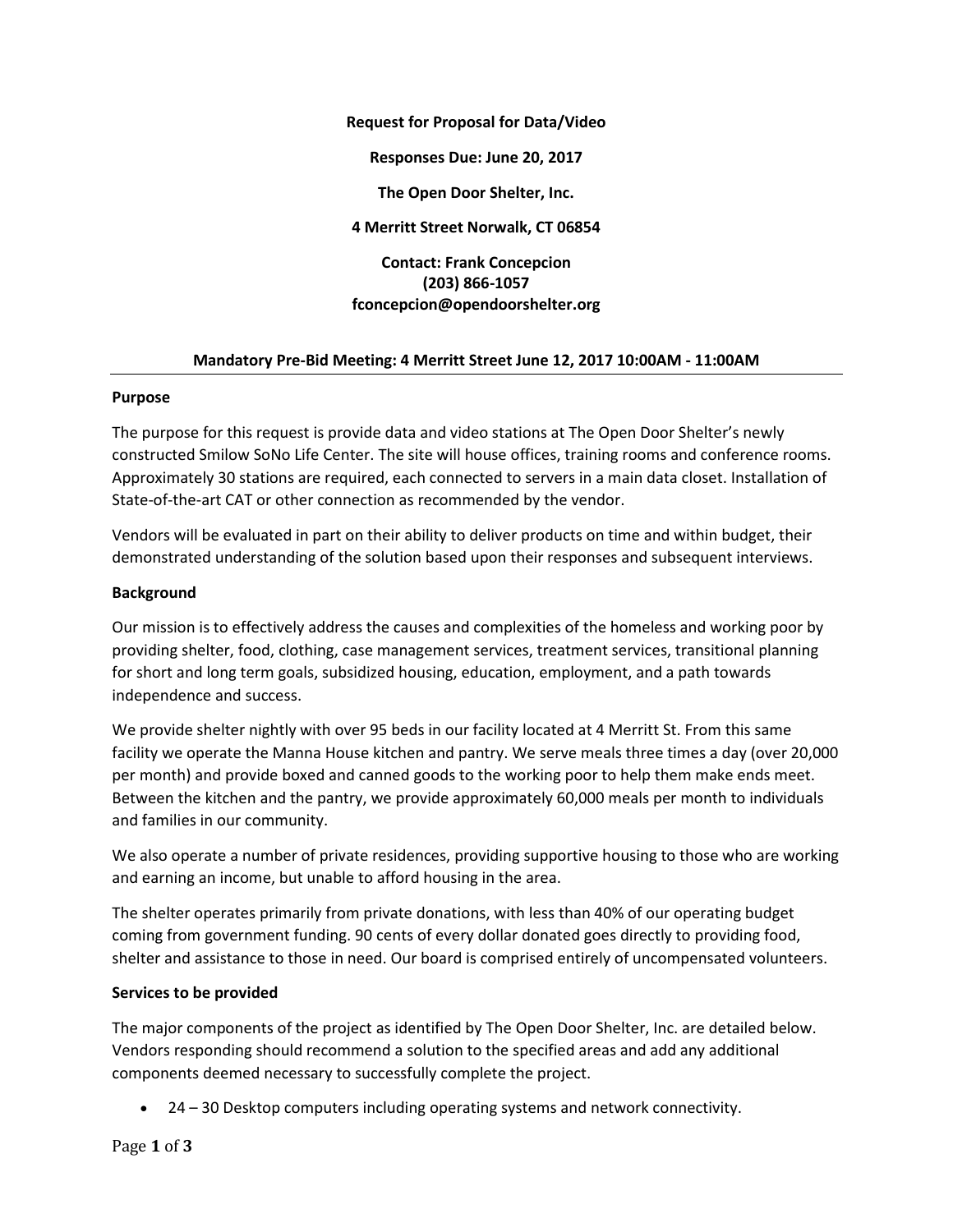**Request for Proposal for Data/Video**

**Responses Due: June 20, 2017**

**The Open Door Shelter, Inc.**

**4 Merritt Street Norwalk, CT 06854**

**Contact: Frank Concepcion**
**(203) 866-1057**
**fconcepcion@opendoorshelter.org**

**Mandatory Pre-Bid Meeting: 4 Merritt Street June 12, 2017 10:00AM - 11:00AM**

---

## Purpose

The purpose for this request is provide data and video stations at The Open Door Shelter's newly constructed Smilow SoNo Life Center. The site will house offices, training rooms and conference rooms. Approximately 30 stations are required, each connected to servers in a main data closet. Installation of State-of-the-art CAT or other connection as recommended by the vendor.

Vendors will be evaluated in part on their ability to deliver products on time and within budget, their demonstrated understanding of the solution based upon their responses and subsequent interviews.

## Background

Our mission is to effectively address the causes and complexities of the homeless and working poor by providing shelter, food, clothing, case management services, treatment services, transitional planning for short and long term goals, subsidized housing, education, employment, and a path towards independence and success.

We provide shelter nightly with over 95 beds in our facility located at 4 Merritt St. From this same facility we operate the Manna House kitchen and pantry. We serve meals three times a day (over 20,000 per month) and provide boxed and canned goods to the working poor to help them make ends meet. Between the kitchen and the pantry, we provide approximately 60,000 meals per month to individuals and families in our community.

We also operate a number of private residences, providing supportive housing to those who are working and earning an income, but unable to afford housing in the area.

The shelter operates primarily from private donations, with less than 40% of our operating budget coming from government funding. 90 cents of every dollar donated goes directly to providing food, shelter and assistance to those in need. Our board is comprised entirely of uncompensated volunteers.

## Services to be provided

The major components of the project as identified by The Open Door Shelter, Inc. are detailed below. Vendors responding should recommend a solution to the specified areas and add any additional components deemed necessary to successfully complete the project.

- 24 – 30 Desktop computers including operating systems and network connectivity.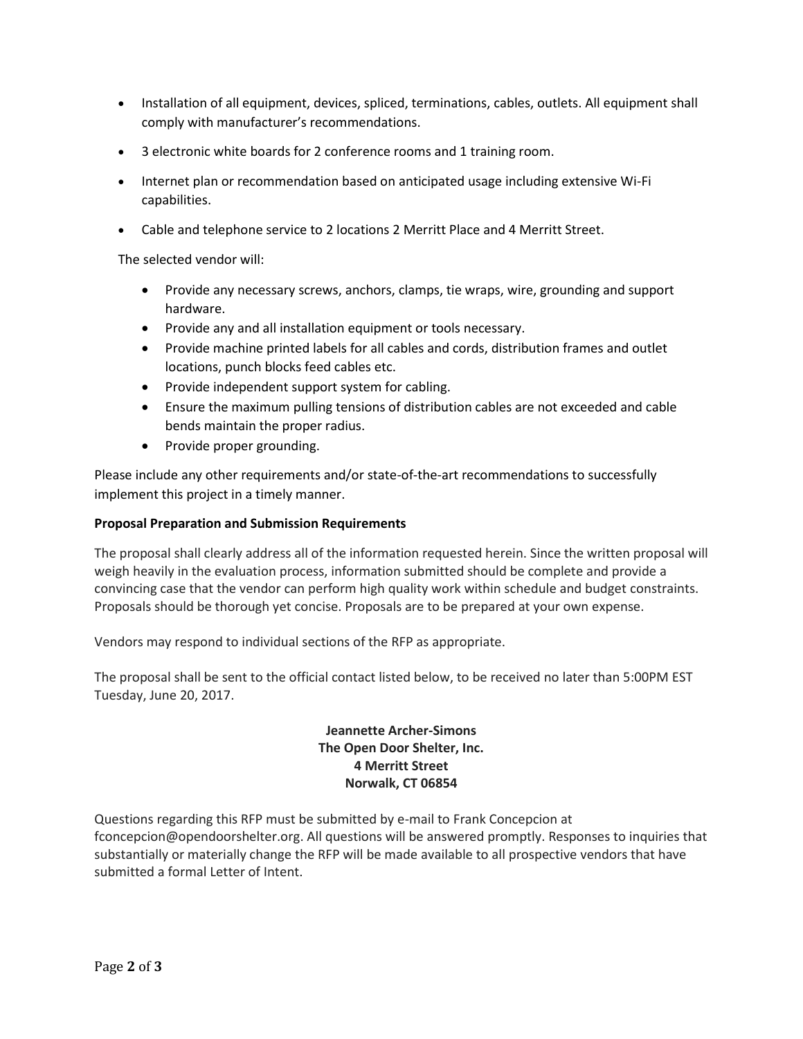- Installation of all equipment, devices, spliced, terminations, cables, outlets. All equipment shall comply with manufacturer's recommendations.
- 3 electronic white boards for 2 conference rooms and 1 training room.
- Internet plan or recommendation based on anticipated usage including extensive Wi-Fi capabilities.
- Cable and telephone service to 2 locations 2 Merritt Place and 4 Merritt Street.

The selected vendor will:

- Provide any necessary screws, anchors, clamps, tie wraps, wire, grounding and support hardware.
- Provide any and all installation equipment or tools necessary.
- Provide machine printed labels for all cables and cords, distribution frames and outlet locations, punch blocks feed cables etc.
- Provide independent support system for cabling.
- Ensure the maximum pulling tensions of distribution cables are not exceeded and cable bends maintain the proper radius.
- Provide proper grounding.

Please include any other requirements and/or state-of-the-art recommendations to successfully implement this project in a timely manner.

**Proposal Preparation and Submission Requirements**

The proposal shall clearly address all of the information requested herein. Since the written proposal will weigh heavily in the evaluation process, information submitted should be complete and provide a convincing case that the vendor can perform high quality work within schedule and budget constraints. Proposals should be thorough yet concise. Proposals are to be prepared at your own expense.

Vendors may respond to individual sections of the RFP as appropriate.

The proposal shall be sent to the official contact listed below, to be received no later than 5:00PM EST Tuesday, June 20, 2017.

**Jeannette Archer-Simons**
**The Open Door Shelter, Inc.**
**4 Merritt Street**
**Norwalk, CT 06854**

Questions regarding this RFP must be submitted by e-mail to Frank Concepcion at fconcepcion@opendoorshelter.org. All questions will be answered promptly. Responses to inquiries that substantially or materially change the RFP will be made available to all prospective vendors that have submitted a formal Letter of Intent.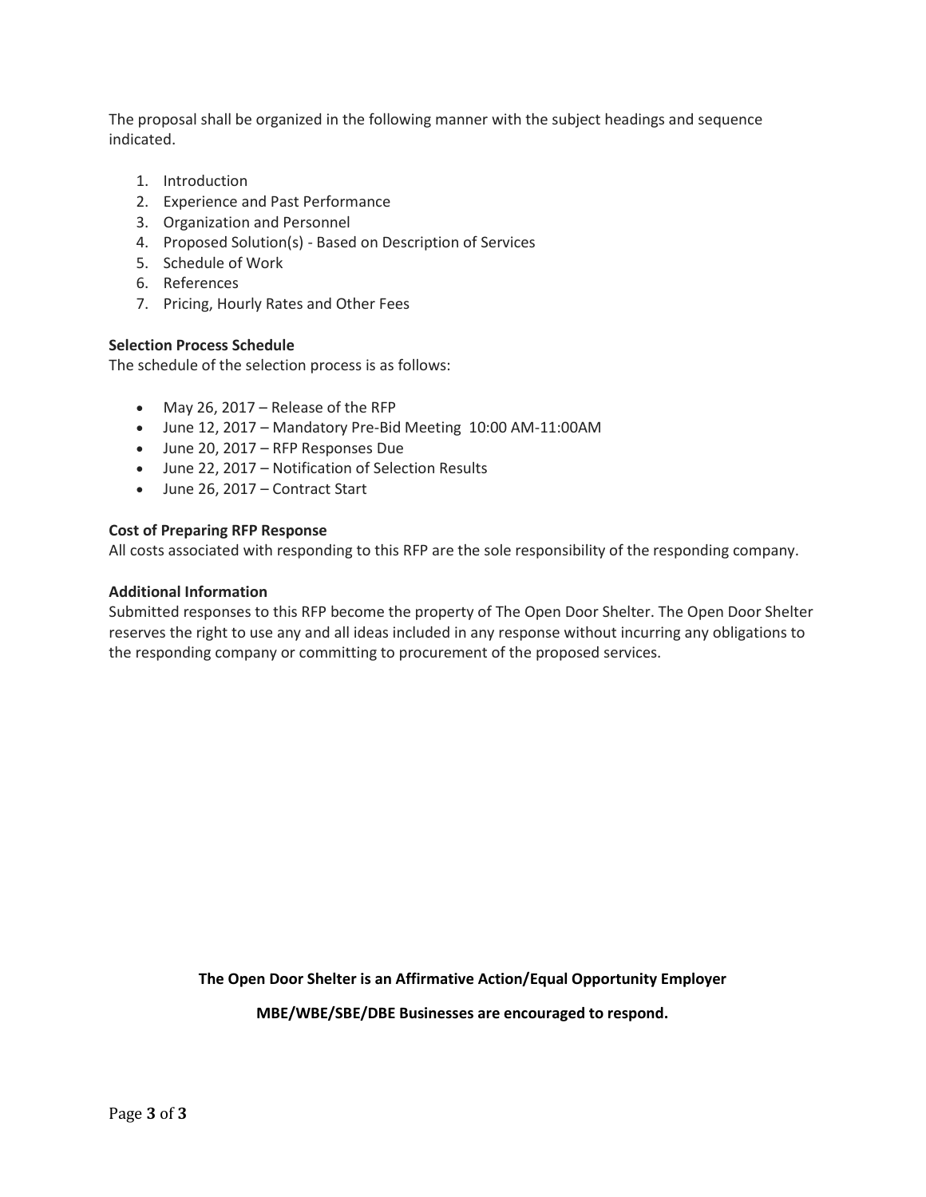The proposal shall be organized in the following manner with the subject headings and sequence indicated.

1. Introduction
2. Experience and Past Performance
3. Organization and Personnel
4. Proposed Solution(s) - Based on Description of Services
5. Schedule of Work
6. References
7. Pricing, Hourly Rates and Other Fees

**Selection Process Schedule**

The schedule of the selection process is as follows:

- May 26, 2017 – Release of the RFP
- June 12, 2017 – Mandatory Pre-Bid Meeting 10:00 AM-11:00AM
- June 20, 2017 – RFP Responses Due
- June 22, 2017 – Notification of Selection Results
- June 26, 2017 – Contract Start

**Cost of Preparing RFP Response**

All costs associated with responding to this RFP are the sole responsibility of the responding company.

**Additional Information**

Submitted responses to this RFP become the property of The Open Door Shelter. The Open Door Shelter reserves the right to use any and all ideas included in any response without incurring any obligations to the responding company or committing to procurement of the proposed services.

**The Open Door Shelter is an Affirmative Action/Equal Opportunity Employer**

**MBE/WBE/SBE/DBE Businesses are encouraged to respond.**